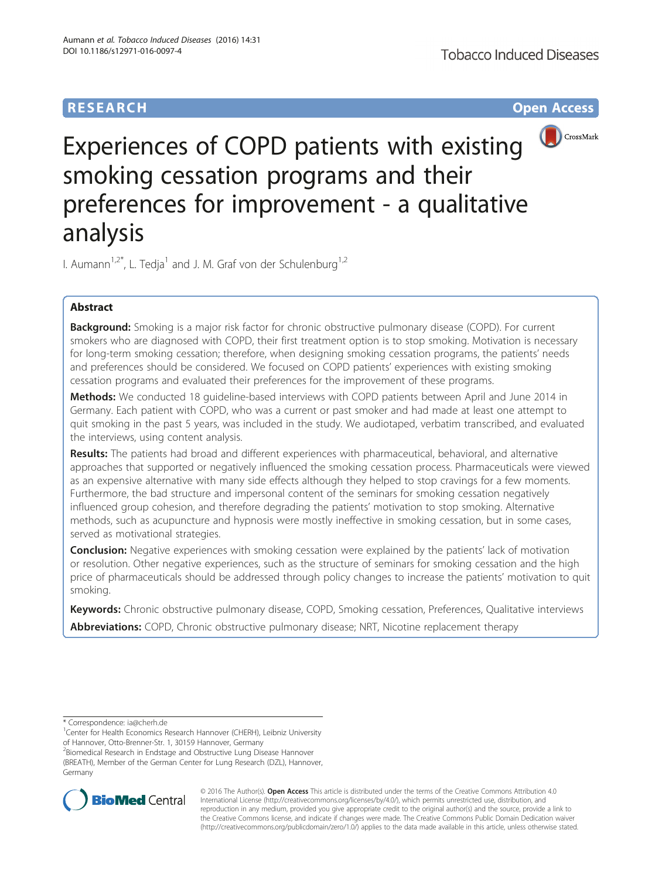**RESEARCH** **Open Access**

# Experiences of COPD patients with existing smoking cessation programs and their preferences for improvement - a qualitative analysis

I. Aumann[1,2*], L. Tedja[1] and J. M. Graf von der Schulenburg[1,2]

## Abstract

**Background:** Smoking is a major risk factor for chronic obstructive pulmonary disease (COPD). For current smokers who are diagnosed with COPD, their first treatment option is to stop smoking. Motivation is necessary for long-term smoking cessation; therefore, when designing smoking cessation programs, the patients' needs and preferences should be considered. We focused on COPD patients' experiences with existing smoking cessation programs and evaluated their preferences for the improvement of these programs.

**Methods:** We conducted 18 guideline-based interviews with COPD patients between April and June 2014 in Germany. Each patient with COPD, who was a current or past smoker and had made at least one attempt to quit smoking in the past 5 years, was included in the study. We audiotaped, verbatim transcribed, and evaluated the interviews, using content analysis.

**Results:** The patients had broad and different experiences with pharmaceutical, behavioral, and alternative approaches that supported or negatively influenced the smoking cessation process. Pharmaceuticals were viewed as an expensive alternative with many side effects although they helped to stop cravings for a few moments. Furthermore, the bad structure and impersonal content of the seminars for smoking cessation negatively influenced group cohesion, and therefore degrading the patients' motivation to stop smoking. Alternative methods, such as acupuncture and hypnosis were mostly ineffective in smoking cessation, but in some cases, served as motivational strategies.

**Conclusion:** Negative experiences with smoking cessation were explained by the patients' lack of motivation or resolution. Other negative experiences, such as the structure of seminars for smoking cessation and the high price of pharmaceuticals should be addressed through policy changes to increase the patients' motivation to quit smoking.

**Keywords:** Chronic obstructive pulmonary disease, COPD, Smoking cessation, Preferences, Qualitative interviews

**Abbreviations:** COPD, Chronic obstructive pulmonary disease; NRT, Nicotine replacement therapy

---

* Correspondence: ia@cherh.de

[1] Center for Health Economics Research Hannover (CHERH), Leibniz University of Hannover, Otto-Brenner-Str. 1, 30159 Hannover, Germany

[2] Biomedical Research in Endstage and Obstructive Lung Disease Hannover (BREATH), Member of the German Center for Lung Research (DZL), Hannover, Germany

© 2016 The Author(s). **Open Access** This article is distributed under the terms of the Creative Commons Attribution 4.0 International License (http://creativecommons.org/licenses/by/4.0/), which permits unrestricted use, distribution, and reproduction in any medium, provided you give appropriate credit to the original author(s) and the source, provide a link to the Creative Commons license, and indicate if changes were made. The Creative Commons Public Domain Dedication waiver (http://creativecommons.org/publicdomain/zero/1.0/) applies to the data made available in this article, unless otherwise stated.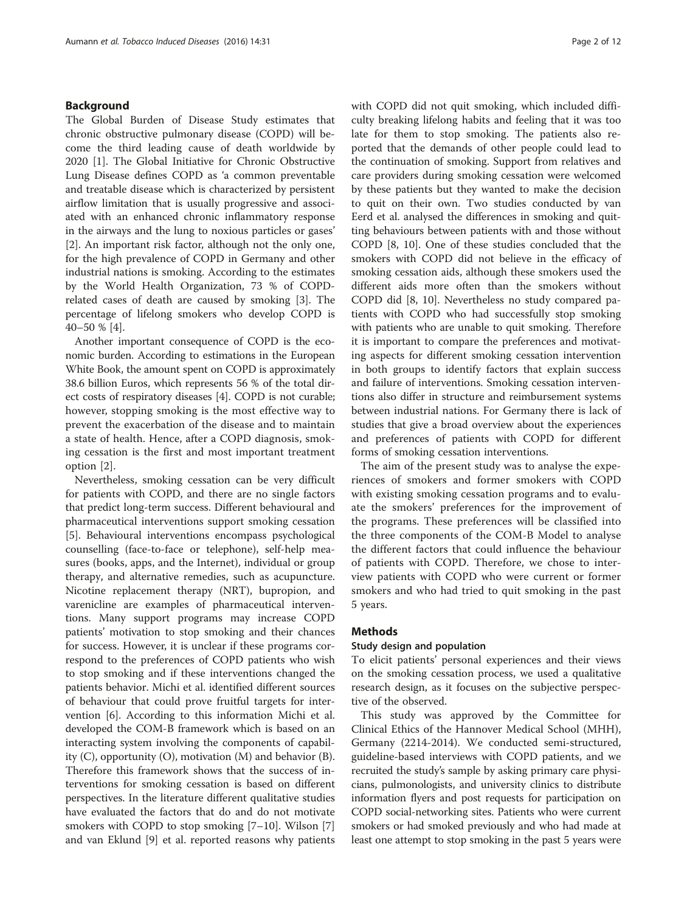## Background

The Global Burden of Disease Study estimates that chronic obstructive pulmonary disease (COPD) will become the third leading cause of death worldwide by 2020 [1]. The Global Initiative for Chronic Obstructive Lung Disease defines COPD as 'a common preventable and treatable disease which is characterized by persistent airflow limitation that is usually progressive and associated with an enhanced chronic inflammatory response in the airways and the lung to noxious particles or gases' [2]. An important risk factor, although not the only one, for the high prevalence of COPD in Germany and other industrial nations is smoking. According to the estimates by the World Health Organization, 73 % of COPD-related cases of death are caused by smoking [3]. The percentage of lifelong smokers who develop COPD is 40–50 % [4].

Another important consequence of COPD is the economic burden. According to estimations in the European White Book, the amount spent on COPD is approximately 38.6 billion Euros, which represents 56 % of the total direct costs of respiratory diseases [4]. COPD is not curable; however, stopping smoking is the most effective way to prevent the exacerbation of the disease and to maintain a state of health. Hence, after a COPD diagnosis, smoking cessation is the first and most important treatment option [2].

Nevertheless, smoking cessation can be very difficult for patients with COPD, and there are no single factors that predict long-term success. Different behavioural and pharmaceutical interventions support smoking cessation [5]. Behavioural interventions encompass psychological counselling (face-to-face or telephone), self-help measures (books, apps, and the Internet), individual or group therapy, and alternative remedies, such as acupuncture. Nicotine replacement therapy (NRT), bupropion, and varenicline are examples of pharmaceutical interventions. Many support programs may increase COPD patients' motivation to stop smoking and their chances for success. However, it is unclear if these programs correspond to the preferences of COPD patients who wish to stop smoking and if these interventions changed the patients behavior. Michi et al. identified different sources of behaviour that could prove fruitful targets for intervention [6]. According to this information Michi et al. developed the COM-B framework which is based on an interacting system involving the components of capability (C), opportunity (O), motivation (M) and behavior (B). Therefore this framework shows that the success of interventions for smoking cessation is based on different perspectives. In the literature different qualitative studies have evaluated the factors that do and do not motivate smokers with COPD to stop smoking [7–10]. Wilson [7] and van Eklund [9] et al. reported reasons why patients with COPD did not quit smoking, which included difficulty breaking lifelong habits and feeling that it was too late for them to stop smoking. The patients also reported that the demands of other people could lead to the continuation of smoking. Support from relatives and care providers during smoking cessation were welcomed by these patients but they wanted to make the decision to quit on their own. Two studies conducted by van Eerd et al. analysed the differences in smoking and quitting behaviours between patients with and those without COPD [8, 10]. One of these studies concluded that the smokers with COPD did not believe in the efficacy of smoking cessation aids, although these smokers used the different aids more often than the smokers without COPD did [8, 10]. Nevertheless no study compared patients with COPD who had successfully stop smoking with patients who are unable to quit smoking. Therefore it is important to compare the preferences and motivating aspects for different smoking cessation intervention in both groups to identify factors that explain success and failure of interventions. Smoking cessation interventions also differ in structure and reimbursement systems between industrial nations. For Germany there is lack of studies that give a broad overview about the experiences and preferences of patients with COPD for different forms of smoking cessation interventions.

The aim of the present study was to analyse the experiences of smokers and former smokers with COPD with existing smoking cessation programs and to evaluate the smokers' preferences for the improvement of the programs. These preferences will be classified into the three components of the COM-B Model to analyse the different factors that could influence the behaviour of patients with COPD. Therefore, we chose to interview patients with COPD who were current or former smokers and who had tried to quit smoking in the past 5 years.

## Methods

### Study design and population

To elicit patients' personal experiences and their views on the smoking cessation process, we used a qualitative research design, as it focuses on the subjective perspective of the observed.

This study was approved by the Committee for Clinical Ethics of the Hannover Medical School (MHH), Germany (2214-2014). We conducted semi-structured, guideline-based interviews with COPD patients, and we recruited the study's sample by asking primary care physicians, pulmonologists, and university clinics to distribute information flyers and post requests for participation on COPD social-networking sites. Patients who were current smokers or had smoked previously and who had made at least one attempt to stop smoking in the past 5 years were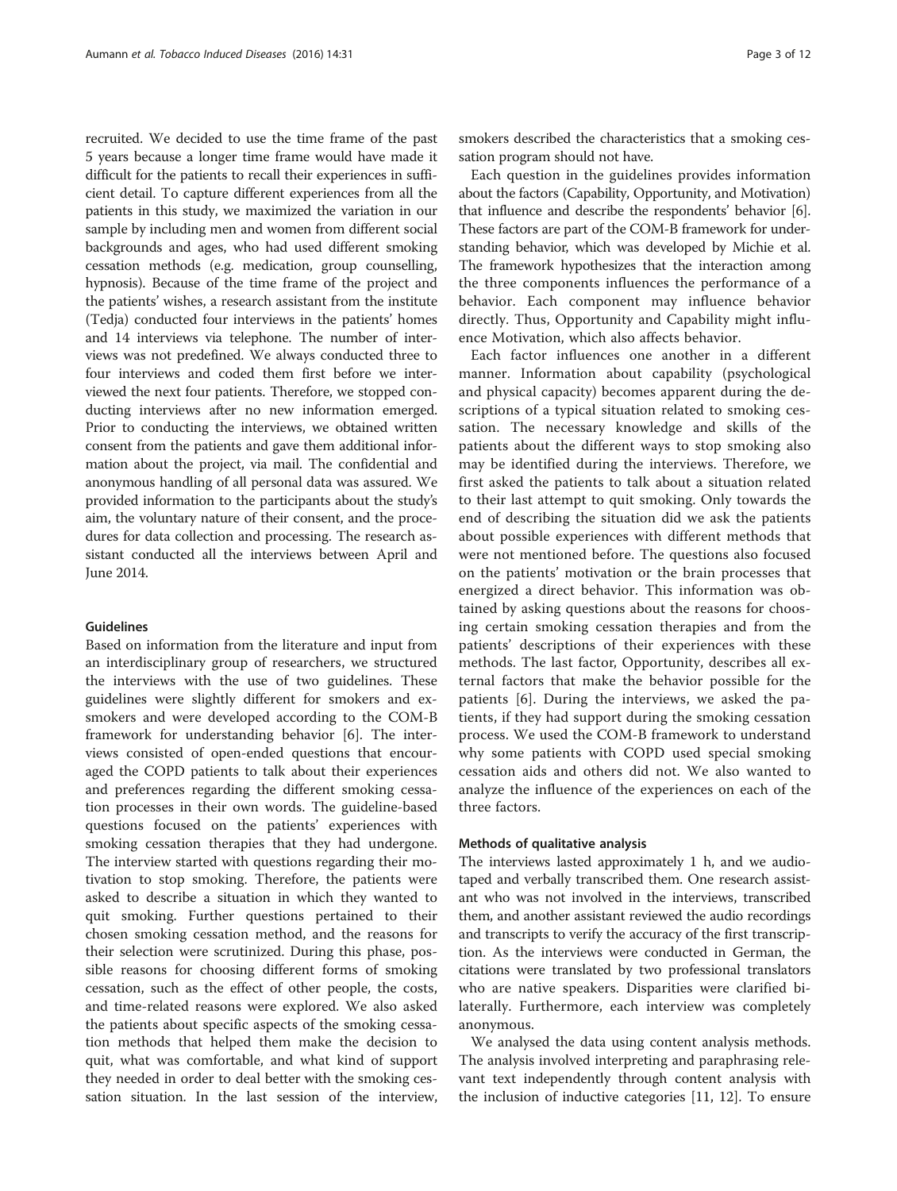recruited. We decided to use the time frame of the past 5 years because a longer time frame would have made it difficult for the patients to recall their experiences in sufficient detail. To capture different experiences from all the patients in this study, we maximized the variation in our sample by including men and women from different social backgrounds and ages, who had used different smoking cessation methods (e.g. medication, group counselling, hypnosis). Because of the time frame of the project and the patients' wishes, a research assistant from the institute (Tedja) conducted four interviews in the patients' homes and 14 interviews via telephone. The number of interviews was not predefined. We always conducted three to four interviews and coded them first before we interviewed the next four patients. Therefore, we stopped conducting interviews after no new information emerged. Prior to conducting the interviews, we obtained written consent from the patients and gave them additional information about the project, via mail. The confidential and anonymous handling of all personal data was assured. We provided information to the participants about the study's aim, the voluntary nature of their consent, and the procedures for data collection and processing. The research assistant conducted all the interviews between April and June 2014.

### Guidelines

Based on information from the literature and input from an interdisciplinary group of researchers, we structured the interviews with the use of two guidelines. These guidelines were slightly different for smokers and ex-smokers and were developed according to the COM-B framework for understanding behavior [6]. The interviews consisted of open-ended questions that encouraged the COPD patients to talk about their experiences and preferences regarding the different smoking cessation processes in their own words. The guideline-based questions focused on the patients' experiences with smoking cessation therapies that they had undergone. The interview started with questions regarding their motivation to stop smoking. Therefore, the patients were asked to describe a situation in which they wanted to quit smoking. Further questions pertained to their chosen smoking cessation method, and the reasons for their selection were scrutinized. During this phase, possible reasons for choosing different forms of smoking cessation, such as the effect of other people, the costs, and time-related reasons were explored. We also asked the patients about specific aspects of the smoking cessation methods that helped them make the decision to quit, what was comfortable, and what kind of support they needed in order to deal better with the smoking cessation situation. In the last session of the interview, smokers described the characteristics that a smoking cessation program should not have.

Each question in the guidelines provides information about the factors (Capability, Opportunity, and Motivation) that influence and describe the respondents' behavior [6]. These factors are part of the COM-B framework for understanding behavior, which was developed by Michie et al. The framework hypothesizes that the interaction among the three components influences the performance of a behavior. Each component may influence behavior directly. Thus, Opportunity and Capability might influence Motivation, which also affects behavior.

Each factor influences one another in a different manner. Information about capability (psychological and physical capacity) becomes apparent during the descriptions of a typical situation related to smoking cessation. The necessary knowledge and skills of the patients about the different ways to stop smoking also may be identified during the interviews. Therefore, we first asked the patients to talk about a situation related to their last attempt to quit smoking. Only towards the end of describing the situation did we ask the patients about possible experiences with different methods that were not mentioned before. The questions also focused on the patients' motivation or the brain processes that energized a direct behavior. This information was obtained by asking questions about the reasons for choosing certain smoking cessation therapies and from the patients' descriptions of their experiences with these methods. The last factor, Opportunity, describes all external factors that make the behavior possible for the patients [6]. During the interviews, we asked the patients, if they had support during the smoking cessation process. We used the COM-B framework to understand why some patients with COPD used special smoking cessation aids and others did not. We also wanted to analyze the influence of the experiences on each of the three factors.

### Methods of qualitative analysis

The interviews lasted approximately 1 h, and we audiotaped and verbally transcribed them. One research assistant who was not involved in the interviews, transcribed them, and another assistant reviewed the audio recordings and transcripts to verify the accuracy of the first transcription. As the interviews were conducted in German, the citations were translated by two professional translators who are native speakers. Disparities were clarified bilaterally. Furthermore, each interview was completely anonymous.

We analysed the data using content analysis methods. The analysis involved interpreting and paraphrasing relevant text independently through content analysis with the inclusion of inductive categories [11, 12]. To ensure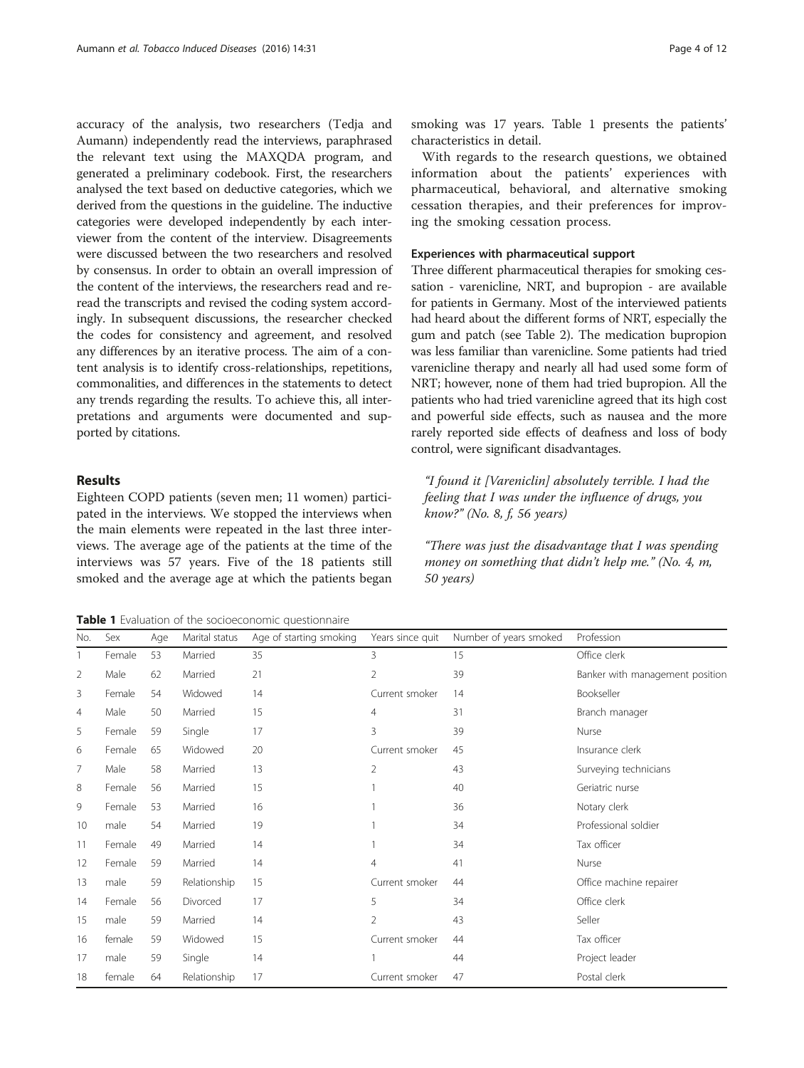accuracy of the analysis, two researchers (Tedja and Aumann) independently read the interviews, paraphrased the relevant text using the MAXQDA program, and generated a preliminary codebook. First, the researchers analysed the text based on deductive categories, which we derived from the questions in the guideline. The inductive categories were developed independently by each interviewer from the content of the interview. Disagreements were discussed between the two researchers and resolved by consensus. In order to obtain an overall impression of the content of the interviews, the researchers read and reread the transcripts and revised the coding system accordingly. In subsequent discussions, the researcher checked the codes for consistency and agreement, and resolved any differences by an iterative process. The aim of a content analysis is to identify cross-relationships, repetitions, commonalities, and differences in the statements to detect any trends regarding the results. To achieve this, all interpretations and arguments were documented and supported by citations.

## Results

Eighteen COPD patients (seven men; 11 women) participated in the interviews. We stopped the interviews when the main elements were repeated in the last three interviews. The average age of the patients at the time of the interviews was 57 years. Five of the 18 patients still smoked and the average age at which the patients began smoking was 17 years. Table 1 presents the patients' characteristics in detail.

With regards to the research questions, we obtained information about the patients' experiences with pharmaceutical, behavioral, and alternative smoking cessation therapies, and their preferences for improving the smoking cessation process.

### Experiences with pharmaceutical support

Three different pharmaceutical therapies for smoking cessation - varenicline, NRT, and bupropion - are available for patients in Germany. Most of the interviewed patients had heard about the different forms of NRT, especially the gum and patch (see Table 2). The medication bupropion was less familiar than varenicline. Some patients had tried varenicline therapy and nearly all had used some form of NRT; however, none of them had tried bupropion. All the patients who had tried varenicline agreed that its high cost and powerful side effects, such as nausea and the more rarely reported side effects of deafness and loss of body control, were significant disadvantages.

> *"I found it [Vareniclin] absolutely terrible. I had the feeling that I was under the influence of drugs, you know?" (No. 8, f, 56 years)*

> *"There was just the disadvantage that I was spending money on something that didn't help me." (No. 4, m, 50 years)*

**Table 1** Evaluation of the socioeconomic questionnaire

| No. | Sex | Age | Marital status | Age of starting smoking | Years since quit | Number of years smoked | Profession |
|---|---|---|---|---|---|---|---|
| 1 | Female | 53 | Married | 35 | 3 | 15 | Office clerk |
| 2 | Male | 62 | Married | 21 | 2 | 39 | Banker with management position |
| 3 | Female | 54 | Widowed | 14 | Current smoker | 14 | Bookseller |
| 4 | Male | 50 | Married | 15 | 4 | 31 | Branch manager |
| 5 | Female | 59 | Single | 17 | 3 | 39 | Nurse |
| 6 | Female | 65 | Widowed | 20 | Current smoker | 45 | Insurance clerk |
| 7 | Male | 58 | Married | 13 | 2 | 43 | Surveying technicians |
| 8 | Female | 56 | Married | 15 | 1 | 40 | Geriatric nurse |
| 9 | Female | 53 | Married | 16 | 1 | 36 | Notary clerk |
| 10 | male | 54 | Married | 19 | 1 | 34 | Professional soldier |
| 11 | Female | 49 | Married | 14 | 1 | 34 | Tax officer |
| 12 | Female | 59 | Married | 14 | 4 | 41 | Nurse |
| 13 | male | 59 | Relationship | 15 | Current smoker | 44 | Office machine repairer |
| 14 | Female | 56 | Divorced | 17 | 5 | 34 | Office clerk |
| 15 | male | 59 | Married | 14 | 2 | 43 | Seller |
| 16 | female | 59 | Widowed | 15 | Current smoker | 44 | Tax officer |
| 17 | male | 59 | Single | 14 | 1 | 44 | Project leader |
| 18 | female | 64 | Relationship | 17 | Current smoker | 47 | Postal clerk |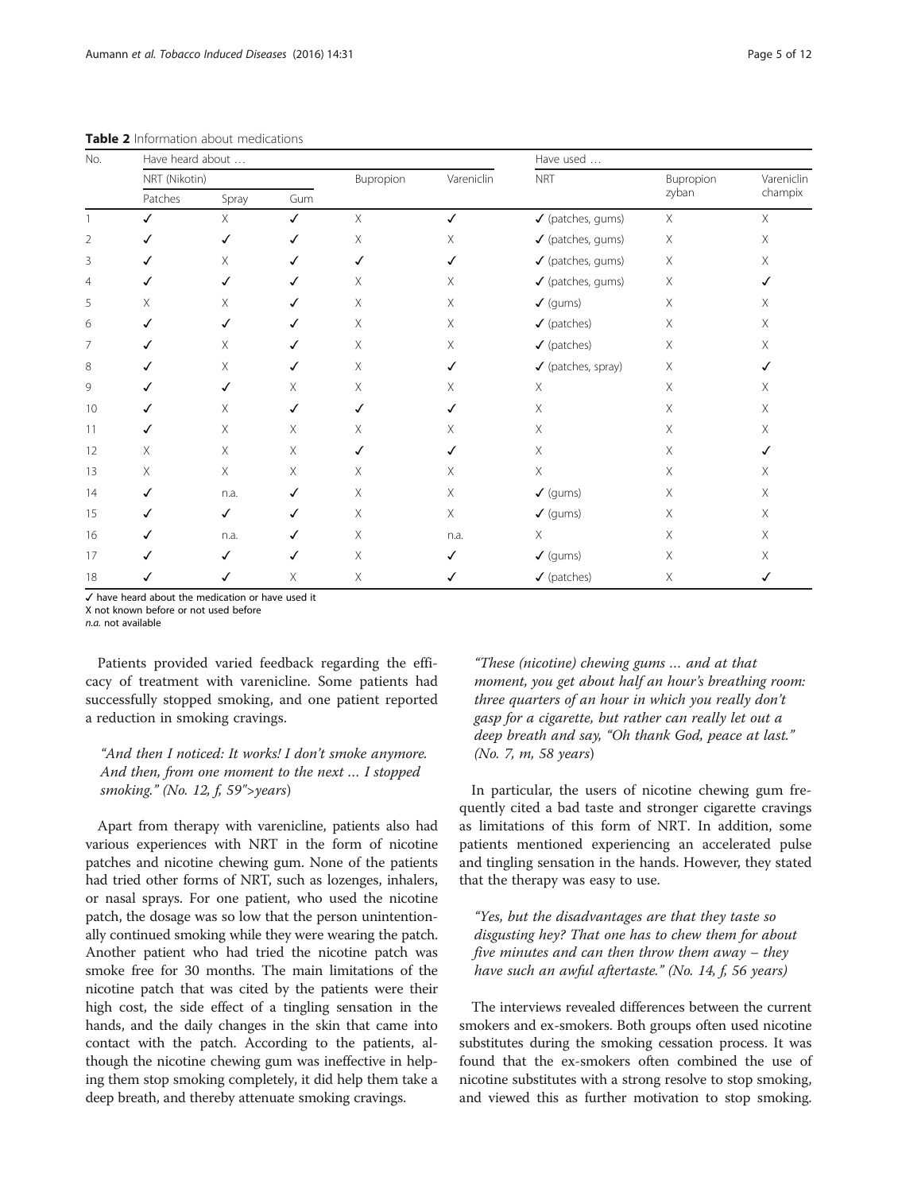**Table 2** Information about medications

| No. | Have heard about … | | | | | Have used … | | |
|---|---|---|---|---|---|---|---|---|
| | NRT (Nikotin) | | | Bupropion | Vareniclin | NRT | Bupropion zyban | Vareniclin champix |
| | Patches | Spray | Gum | | | | | |
| 1 | ✓ | X | ✓ | X | ✓ | ✓ (patches, gums) | X | X |
| 2 | ✓ | ✓ | ✓ | X | X | ✓ (patches, gums) | X | X |
| 3 | ✓ | X | ✓ | ✓ | ✓ | ✓ (patches, gums) | X | X |
| 4 | ✓ | ✓ | ✓ | X | X | ✓ (patches, gums) | X | ✓ |
| 5 | X | X | ✓ | X | X | ✓ (gums) | X | X |
| 6 | ✓ | ✓ | ✓ | X | X | ✓ (patches) | X | X |
| 7 | ✓ | X | ✓ | X | X | ✓ (patches) | X | X |
| 8 | ✓ | X | ✓ | X | ✓ | ✓ (patches, spray) | X | ✓ |
| 9 | ✓ | ✓ | X | X | X | X | X | X |
| 10 | ✓ | X | ✓ | ✓ | ✓ | X | X | X |
| 11 | ✓ | X | X | X | X | X | X | X |
| 12 | X | X | X | ✓ | ✓ | X | X | ✓ |
| 13 | X | X | X | X | X | X | X | X |
| 14 | ✓ | n.a. | ✓ | X | X | ✓ (gums) | X | X |
| 15 | ✓ | ✓ | ✓ | X | X | ✓ (gums) | X | X |
| 16 | ✓ | n.a. | ✓ | X | n.a. | X | X | X |
| 17 | ✓ | ✓ | ✓ | X | ✓ | ✓ (gums) | X | X |
| 18 | ✓ | ✓ | X | X | ✓ | ✓ (patches) | X | ✓ |

✓ have heard about the medication or have used it
X not known before or not used before
*n.a.* not available

Patients provided varied feedback regarding the efficacy of treatment with varenicline. Some patients had successfully stopped smoking, and one patient reported a reduction in smoking cravings.

> *"And then I noticed: It works! I don't smoke anymore. And then, from one moment to the next … I stopped smoking." (No. 12, f, 59">years*)

Apart from therapy with varenicline, patients also had various experiences with NRT in the form of nicotine patches and nicotine chewing gum. None of the patients had tried other forms of NRT, such as lozenges, inhalers, or nasal sprays. For one patient, who used the nicotine patch, the dosage was so low that the person unintentionally continued smoking while they were wearing the patch. Another patient who had tried the nicotine patch was smoke free for 30 months. The main limitations of the nicotine patch that was cited by the patients were their high cost, the side effect of a tingling sensation in the hands, and the daily changes in the skin that came into contact with the patch. According to the patients, although the nicotine chewing gum was ineffective in helping them stop smoking completely, it did help them take a deep breath, and thereby attenuate smoking cravings.

> *"These (nicotine) chewing gums … and at that moment, you get about half an hour's breathing room: three quarters of an hour in which you really don't gasp for a cigarette, but rather can really let out a deep breath and say, "Oh thank God, peace at last." (No. 7, m, 58 years*)

In particular, the users of nicotine chewing gum frequently cited a bad taste and stronger cigarette cravings as limitations of this form of NRT. In addition, some patients mentioned experiencing an accelerated pulse and tingling sensation in the hands. However, they stated that the therapy was easy to use.

> *"Yes, but the disadvantages are that they taste so disgusting hey? That one has to chew them for about five minutes and can then throw them away – they have such an awful aftertaste." (No. 14, f, 56 years)*

The interviews revealed differences between the current smokers and ex-smokers. Both groups often used nicotine substitutes during the smoking cessation process. It was found that the ex-smokers often combined the use of nicotine substitutes with a strong resolve to stop smoking, and viewed this as further motivation to stop smoking.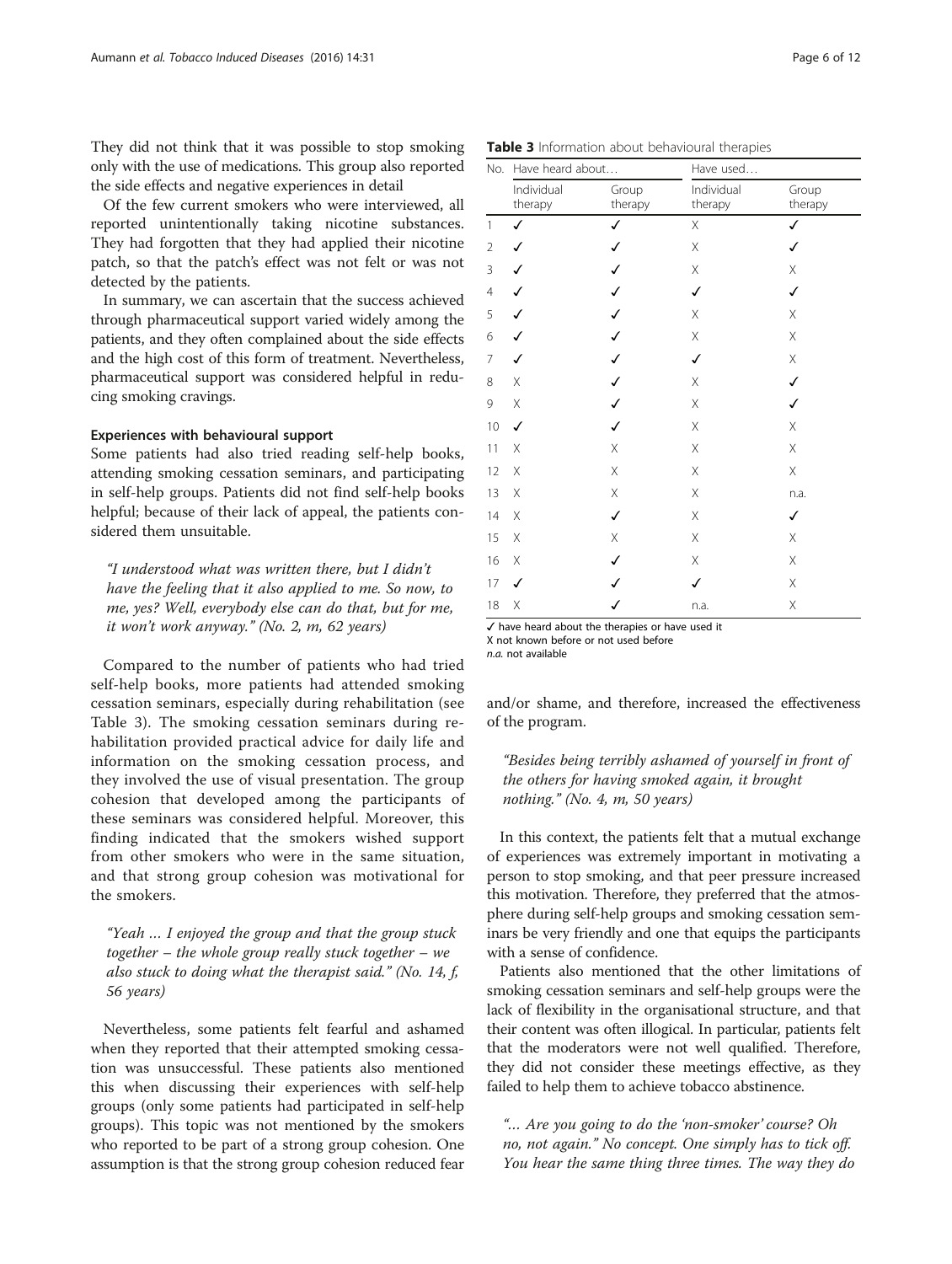They did not think that it was possible to stop smoking only with the use of medications. This group also reported the side effects and negative experiences in detail

Of the few current smokers who were interviewed, all reported unintentionally taking nicotine substances. They had forgotten that they had applied their nicotine patch, so that the patch's effect was not felt or was not detected by the patients.

In summary, we can ascertain that the success achieved through pharmaceutical support varied widely among the patients, and they often complained about the side effects and the high cost of this form of treatment. Nevertheless, pharmaceutical support was considered helpful in reducing smoking cravings.

#### Experiences with behavioural support

Some patients had also tried reading self-help books, attending smoking cessation seminars, and participating in self-help groups. Patients did not find self-help books helpful; because of their lack of appeal, the patients considered them unsuitable.

> *"I understood what was written there, but I didn't have the feeling that it also applied to me. So now, to me, yes? Well, everybody else can do that, but for me, it won't work anyway." (No. 2, m, 62 years)*

Compared to the number of patients who had tried self-help books, more patients had attended smoking cessation seminars, especially during rehabilitation (see Table 3). The smoking cessation seminars during rehabilitation provided practical advice for daily life and information on the smoking cessation process, and they involved the use of visual presentation. The group cohesion that developed among the participants of these seminars was considered helpful. Moreover, this finding indicated that the smokers wished support from other smokers who were in the same situation, and that strong group cohesion was motivational for the smokers.

> *"Yeah … I enjoyed the group and that the group stuck together – the whole group really stuck together – we also stuck to doing what the therapist said." (No. 14, f, 56 years)*

Nevertheless, some patients felt fearful and ashamed when they reported that their attempted smoking cessation was unsuccessful. These patients also mentioned this when discussing their experiences with self-help groups (only some patients had participated in self-help groups). This topic was not mentioned by the smokers who reported to be part of a strong group cohesion. One assumption is that the strong group cohesion reduced fear and/or shame, and therefore, increased the effectiveness of the program.

**Table 3** Information about behavioural therapies

| No. | Have heard about… | | Have used… | |
|---|---|---|---|---|
| | Individual therapy | Group therapy | Individual therapy | Group therapy |
| 1 | ✓ | ✓ | X | ✓ |
| 2 | ✓ | ✓ | X | ✓ |
| 3 | ✓ | ✓ | X | X |
| 4 | ✓ | ✓ | ✓ | ✓ |
| 5 | ✓ | ✓ | X | X |
| 6 | ✓ | ✓ | X | X |
| 7 | ✓ | ✓ | ✓ | X |
| 8 | X | ✓ | X | ✓ |
| 9 | X | ✓ | X | ✓ |
| 10 | ✓ | ✓ | X | X |
| 11 | X | X | X | X |
| 12 | X | X | X | X |
| 13 | X | X | X | n.a. |
| 14 | X | ✓ | X | ✓ |
| 15 | X | X | X | X |
| 16 | X | ✓ | X | X |
| 17 | ✓ | ✓ | ✓ | X |
| 18 | X | ✓ | n.a. | X |

✓ have heard about the therapies or have used it
X not known before or not used before
*n.a.* not available

> *"Besides being terribly ashamed of yourself in front of the others for having smoked again, it brought nothing." (No. 4, m, 50 years)*

In this context, the patients felt that a mutual exchange of experiences was extremely important in motivating a person to stop smoking, and that peer pressure increased this motivation. Therefore, they preferred that the atmosphere during self-help groups and smoking cessation seminars be very friendly and one that equips the participants with a sense of confidence.

Patients also mentioned that the other limitations of smoking cessation seminars and self-help groups were the lack of flexibility in the organisational structure, and that their content was often illogical. In particular, patients felt that the moderators were not well qualified. Therefore, they did not consider these meetings effective, as they failed to help them to achieve tobacco abstinence.

> *"… Are you going to do the 'non-smoker' course? Oh no, not again." No concept. One simply has to tick off. You hear the same thing three times. The way they do*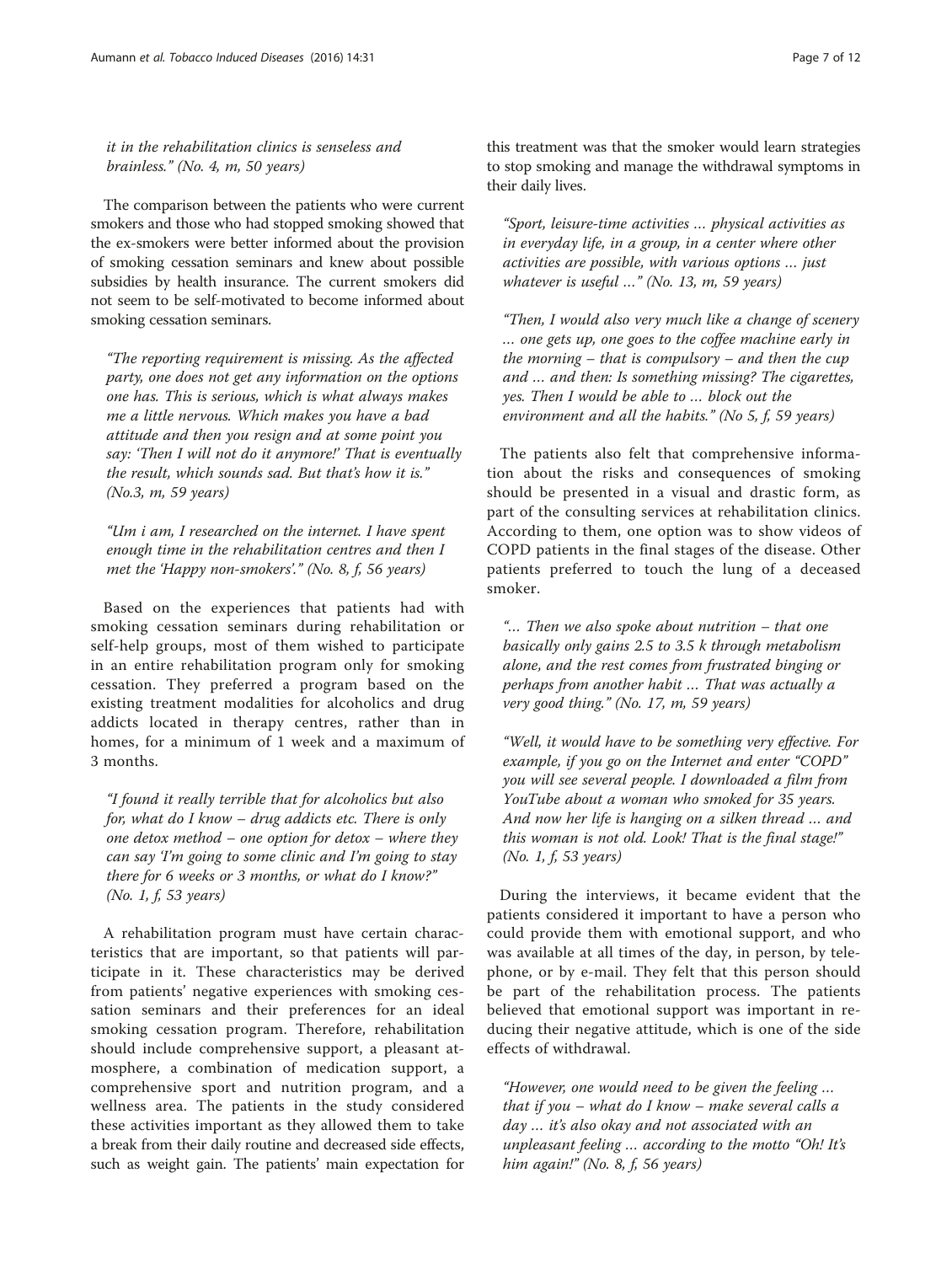*it in the rehabilitation clinics is senseless and brainless." (No. 4, m, 50 years)*

The comparison between the patients who were current smokers and those who had stopped smoking showed that the ex-smokers were better informed about the provision of smoking cessation seminars and knew about possible subsidies by health insurance. The current smokers did not seem to be self-motivated to become informed about smoking cessation seminars.

> *"The reporting requirement is missing. As the affected party, one does not get any information on the options one has. This is serious, which is what always makes me a little nervous. Which makes you have a bad attitude and then you resign and at some point you say: 'Then I will not do it anymore!' That is eventually the result, which sounds sad. But that's how it is." (No.3, m, 59 years)*

> *"Um i am, I researched on the internet. I have spent enough time in the rehabilitation centres and then I met the 'Happy non-smokers'." (No. 8, f, 56 years)*

Based on the experiences that patients had with smoking cessation seminars during rehabilitation or self-help groups, most of them wished to participate in an entire rehabilitation program only for smoking cessation. They preferred a program based on the existing treatment modalities for alcoholics and drug addicts located in therapy centres, rather than in homes, for a minimum of 1 week and a maximum of 3 months.

> *"I found it really terrible that for alcoholics but also for, what do I know – drug addicts etc. There is only one detox method – one option for detox – where they can say 'I'm going to some clinic and I'm going to stay there for 6 weeks or 3 months, or what do I know?" (No. 1, f, 53 years)*

A rehabilitation program must have certain characteristics that are important, so that patients will participate in it. These characteristics may be derived from patients' negative experiences with smoking cessation seminars and their preferences for an ideal smoking cessation program. Therefore, rehabilitation should include comprehensive support, a pleasant atmosphere, a combination of medication support, a comprehensive sport and nutrition program, and a wellness area. The patients in the study considered these activities important as they allowed them to take a break from their daily routine and decreased side effects, such as weight gain. The patients' main expectation for this treatment was that the smoker would learn strategies to stop smoking and manage the withdrawal symptoms in their daily lives.

> *"Sport, leisure-time activities … physical activities as in everyday life, in a group, in a center where other activities are possible, with various options … just whatever is useful …" (No. 13, m, 59 years)*

> *"Then, I would also very much like a change of scenery … one gets up, one goes to the coffee machine early in the morning – that is compulsory – and then the cup and … and then: Is something missing? The cigarettes, yes. Then I would be able to … block out the environment and all the habits." (No 5, f, 59 years)*

The patients also felt that comprehensive information about the risks and consequences of smoking should be presented in a visual and drastic form, as part of the consulting services at rehabilitation clinics. According to them, one option was to show videos of COPD patients in the final stages of the disease. Other patients preferred to touch the lung of a deceased smoker.

> *"… Then we also spoke about nutrition – that one basically only gains 2.5 to 3.5 k through metabolism alone, and the rest comes from frustrated binging or perhaps from another habit … That was actually a very good thing." (No. 17, m, 59 years)*

> *"Well, it would have to be something very effective. For example, if you go on the Internet and enter "COPD" you will see several people. I downloaded a film from YouTube about a woman who smoked for 35 years. And now her life is hanging on a silken thread … and this woman is not old. Look! That is the final stage!" (No. 1, f, 53 years)*

During the interviews, it became evident that the patients considered it important to have a person who could provide them with emotional support, and who was available at all times of the day, in person, by telephone, or by e-mail. They felt that this person should be part of the rehabilitation process. The patients believed that emotional support was important in reducing their negative attitude, which is one of the side effects of withdrawal.

> *"However, one would need to be given the feeling … that if you – what do I know – make several calls a day … it's also okay and not associated with an unpleasant feeling … according to the motto "Oh! It's him again!" (No. 8, f, 56 years)*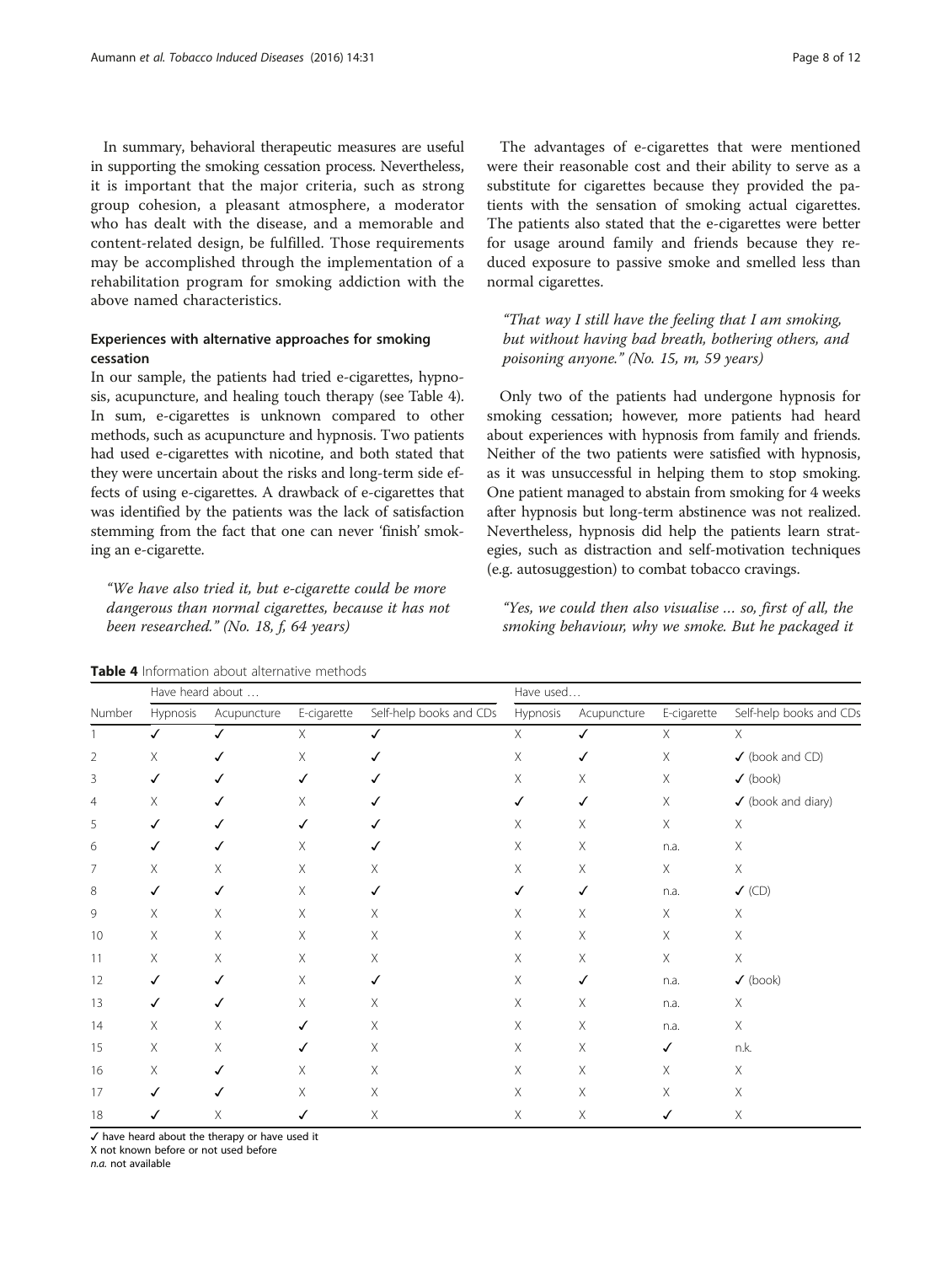In summary, behavioral therapeutic measures are useful in supporting the smoking cessation process. Nevertheless, it is important that the major criteria, such as strong group cohesion, a pleasant atmosphere, a moderator who has dealt with the disease, and a memorable and content-related design, be fulfilled. Those requirements may be accomplished through the implementation of a rehabilitation program for smoking addiction with the above named characteristics.

### Experiences with alternative approaches for smoking cessation

In our sample, the patients had tried e-cigarettes, hypnosis, acupuncture, and healing touch therapy (see Table 4). In sum, e-cigarettes is unknown compared to other methods, such as acupuncture and hypnosis. Two patients had used e-cigarettes with nicotine, and both stated that they were uncertain about the risks and long-term side effects of using e-cigarettes. A drawback of e-cigarettes that was identified by the patients was the lack of satisfaction stemming from the fact that one can never 'finish' smoking an e-cigarette.

> *"We have also tried it, but e-cigarette could be more dangerous than normal cigarettes, because it has not been researched." (No. 18, f, 64 years)*

The advantages of e-cigarettes that were mentioned were their reasonable cost and their ability to serve as a substitute for cigarettes because they provided the patients with the sensation of smoking actual cigarettes. The patients also stated that the e-cigarettes were better for usage around family and friends because they reduced exposure to passive smoke and smelled less than normal cigarettes.

> *"That way I still have the feeling that I am smoking, but without having bad breath, bothering others, and poisoning anyone." (No. 15, m, 59 years)*

Only two of the patients had undergone hypnosis for smoking cessation; however, more patients had heard about experiences with hypnosis from family and friends. Neither of the two patients were satisfied with hypnosis, as it was unsuccessful in helping them to stop smoking. One patient managed to abstain from smoking for 4 weeks after hypnosis but long-term abstinence was not realized. Nevertheless, hypnosis did help the patients learn strategies, such as distraction and self-motivation techniques (e.g. autosuggestion) to combat tobacco cravings.

> *"Yes, we could then also visualise … so, first of all, the smoking behaviour, why we smoke. But he packaged it*

**Table 4** Information about alternative methods

| | Have heard about … | | | | Have used… | | | |
|---|---|---|---|---|---|---|---|---|
| Number | Hypnosis | Acupuncture | E-cigarette | Self-help books and CDs | Hypnosis | Acupuncture | E-cigarette | Self-help books and CDs |
| 1 | ✓ | ✓ | X | ✓ | X | ✓ | X | X |
| 2 | X | ✓ | X | ✓ | X | ✓ | X | ✓ (book and CD) |
| 3 | ✓ | ✓ | ✓ | ✓ | X | X | X | ✓ (book) |
| 4 | X | ✓ | X | ✓ | ✓ | ✓ | X | ✓ (book and diary) |
| 5 | ✓ | ✓ | ✓ | ✓ | X | X | X | X |
| 6 | ✓ | ✓ | X | ✓ | X | X | n.a. | X |
| 7 | X | X | X | X | X | X | X | X |
| 8 | ✓ | ✓ | X | ✓ | ✓ | ✓ | n.a. | ✓ (CD) |
| 9 | X | X | X | X | X | X | X | X |
| 10 | X | X | X | X | X | X | X | X |
| 11 | X | X | X | X | X | X | X | X |
| 12 | ✓ | ✓ | X | ✓ | X | ✓ | n.a. | ✓ (book) |
| 13 | ✓ | ✓ | X | X | X | X | n.a. | X |
| 14 | X | X | ✓ | X | X | X | n.a. | X |
| 15 | X | X | ✓ | X | X | X | ✓ | n.k. |
| 16 | X | ✓ | X | X | X | X | X | X |
| 17 | ✓ | ✓ | X | X | X | X | X | X |
| 18 | ✓ | X | ✓ | X | X | X | ✓ | X |

✓ have heard about the therapy or have used it
X not known before or not used before
*n.a.* not available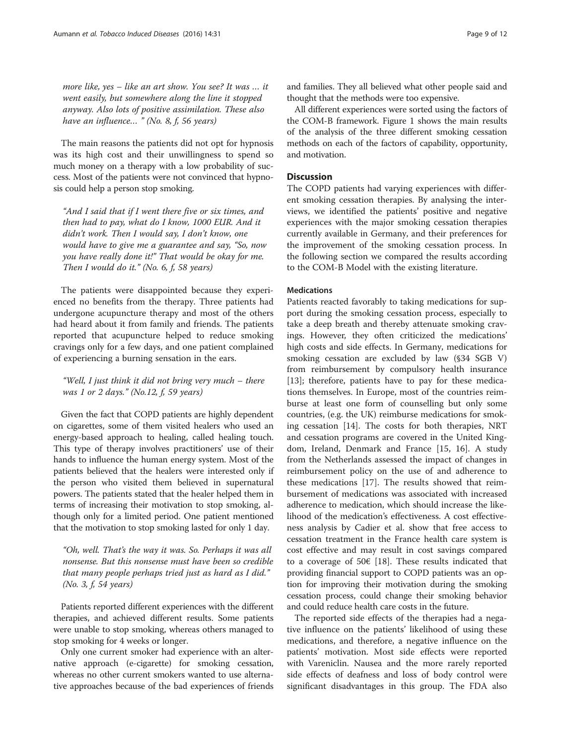more like, yes – like an art show. You see? It was … it went easily, but somewhere along the line it stopped anyway. Also lots of positive assimilation. These also have an influence… " (No. 8, f, 56 years)

The main reasons the patients did not opt for hypnosis was its high cost and their unwillingness to spend so much money on a therapy with a low probability of success. Most of the patients were not convinced that hypnosis could help a person stop smoking.

*"And I said that if I went there five or six times, and then had to pay, what do I know, 1000 EUR. And it didn't work. Then I would say, I don't know, one would have to give me a guarantee and say, "So, now you have really done it!" That would be okay for me. Then I would do it." (No. 6, f, 58 years)*

The patients were disappointed because they experienced no benefits from the therapy. Three patients had undergone acupuncture therapy and most of the others had heard about it from family and friends. The patients reported that acupuncture helped to reduce smoking cravings only for a few days, and one patient complained of experiencing a burning sensation in the ears.

*"Well, I just think it did not bring very much – there was 1 or 2 days." (No.12, f, 59 years)*

Given the fact that COPD patients are highly dependent on cigarettes, some of them visited healers who used an energy-based approach to healing, called healing touch. This type of therapy involves practitioners' use of their hands to influence the human energy system. Most of the patients believed that the healers were interested only if the person who visited them believed in supernatural powers. The patients stated that the healer helped them in terms of increasing their motivation to stop smoking, although only for a limited period. One patient mentioned that the motivation to stop smoking lasted for only 1 day.

*"Oh, well. That's the way it was. So. Perhaps it was all nonsense. But this nonsense must have been so credible that many people perhaps tried just as hard as I did." (No. 3, f, 54 years)*

Patients reported different experiences with the different therapies, and achieved different results. Some patients were unable to stop smoking, whereas others managed to stop smoking for 4 weeks or longer.

Only one current smoker had experience with an alternative approach (e-cigarette) for smoking cessation, whereas no other current smokers wanted to use alternative approaches because of the bad experiences of friends and families. They all believed what other people said and thought that the methods were too expensive.

All different experiences were sorted using the factors of the COM-B framework. Figure 1 shows the main results of the analysis of the three different smoking cessation methods on each of the factors of capability, opportunity, and motivation.

## Discussion

The COPD patients had varying experiences with different smoking cessation therapies. By analysing the interviews, we identified the patients' positive and negative experiences with the major smoking cessation therapies currently available in Germany, and their preferences for the improvement of the smoking cessation process. In the following section we compared the results according to the COM-B Model with the existing literature.

### Medications

Patients reacted favorably to taking medications for support during the smoking cessation process, especially to take a deep breath and thereby attenuate smoking cravings. However, they often criticized the medications' high costs and side effects. In Germany, medications for smoking cessation are excluded by law (§34 SGB V) from reimbursement by compulsory health insurance [13]; therefore, patients have to pay for these medications themselves. In Europe, most of the countries reimburse at least one form of counselling but only some countries, (e.g. the UK) reimburse medications for smoking cessation [14]. The costs for both therapies, NRT and cessation programs are covered in the United Kingdom, Ireland, Denmark and France [15, 16]. A study from the Netherlands assessed the impact of changes in reimbursement policy on the use of and adherence to these medications [17]. The results showed that reimbursement of medications was associated with increased adherence to medication, which should increase the likelihood of the medication's effectiveness. A cost effectiveness analysis by Cadier et al. show that free access to cessation treatment in the France health care system is cost effective and may result in cost savings compared to a coverage of 50€ [18]. These results indicated that providing financial support to COPD patients was an option for improving their motivation during the smoking cessation process, could change their smoking behavior and could reduce health care costs in the future.

The reported side effects of the therapies had a negative influence on the patients' likelihood of using these medications, and therefore, a negative influence on the patients' motivation. Most side effects were reported with Vareniclin. Nausea and the more rarely reported side effects of deafness and loss of body control were significant disadvantages in this group. The FDA also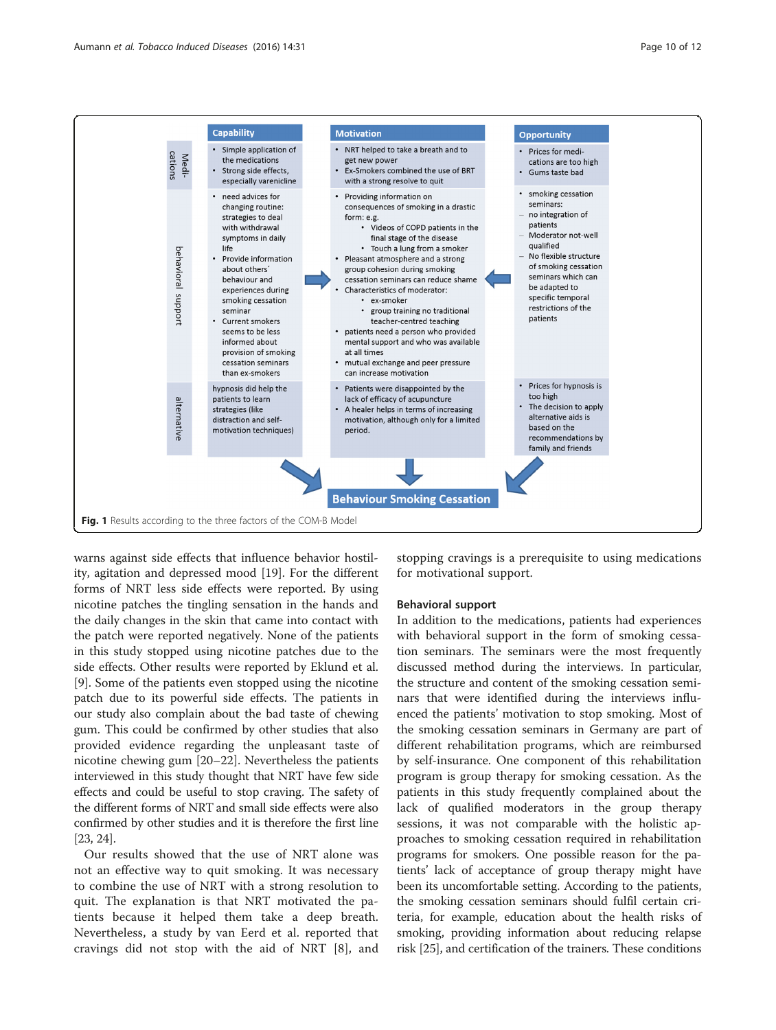| | Capability | Motivation | Opportunity |
| --- | --- | --- | --- |
| Medications | • Simple application of the medications<br>• Strong side effects, especially varenicline | • NRT helped to take a breath and to get new power<br>• Ex-Smokers combined the use of BRT with a strong resolve to quit | • Prices for medications are too high<br>• Gums taste bad |
| behavioral support | • need advices for changing routine: strategies to deal with withdrawal symptoms in daily life<br>• Provide information about others´ behaviour and experiences during smoking cessation seminar<br>• Current smokers seems to be less informed about provision of smoking cessation seminars than ex-smokers | • Providing information on consequences of smoking in a drastic form: e.g.<br>  • Videos of COPD patients in the final stage of the disease<br>  • Touch a lung from a smoker<br>• Pleasant atmosphere and a strong group cohesion during smoking cessation seminars can reduce shame<br>• Characteristics of moderator:<br>  • ex-smoker<br>  • group training no traditional teacher-centred teaching<br>• patients need a person who provided mental support and who was available at all times<br>• mutual exchange and peer pressure can increase motivation | • smoking cessation seminars:<br>– no integration of patients<br>– Moderator not-well qualified<br>– No flexible structure of smoking cessation seminars which can be adapted to specific temporal restrictions of the patients |
| alternative | hypnosis did help the patients to learn strategies (like distraction and self-motivation techniques) | • Patients were disappointed by the lack of efficacy of acupuncture<br>• A healer helps in terms of increasing motivation, although only for a limited period. | • Prices for hypnosis is too high<br>• The decision to apply alternative aids is based on the recommendations by family and friends |

Behaviour Smoking Cessation

**Fig. 1** Results according to the three factors of the COM-B Model

warns against side effects that influence behavior hostility, agitation and depressed mood [19]. For the different forms of NRT less side effects were reported. By using nicotine patches the tingling sensation in the hands and the daily changes in the skin that came into contact with the patch were reported negatively. None of the patients in this study stopped using nicotine patches due to the side effects. Other results were reported by Eklund et al. [9]. Some of the patients even stopped using the nicotine patch due to its powerful side effects. The patients in our study also complain about the bad taste of chewing gum. This could be confirmed by other studies that also provided evidence regarding the unpleasant taste of nicotine chewing gum [20–22]. Nevertheless the patients interviewed in this study thought that NRT have few side effects and could be useful to stop craving. The safety of the different forms of NRT and small side effects were also confirmed by other studies and it is therefore the first line [23, 24].

Our results showed that the use of NRT alone was not an effective way to quit smoking. It was necessary to combine the use of NRT with a strong resolution to quit. The explanation is that NRT motivated the patients because it helped them take a deep breath. Nevertheless, a study by van Eerd et al. reported that cravings did not stop with the aid of NRT [8], and stopping cravings is a prerequisite to using medications for motivational support.

### Behavioral support

In addition to the medications, patients had experiences with behavioral support in the form of smoking cessation seminars. The seminars were the most frequently discussed method during the interviews. In particular, the structure and content of the smoking cessation seminars that were identified during the interviews influenced the patients' motivation to stop smoking. Most of the smoking cessation seminars in Germany are part of different rehabilitation programs, which are reimbursed by self-insurance. One component of this rehabilitation program is group therapy for smoking cessation. As the patients in this study frequently complained about the lack of qualified moderators in the group therapy sessions, it was not comparable with the holistic approaches to smoking cessation required in rehabilitation programs for smokers. One possible reason for the patients' lack of acceptance of group therapy might have been its uncomfortable setting. According to the patients, the smoking cessation seminars should fulfil certain criteria, for example, education about the health risks of smoking, providing information about reducing relapse risk [25], and certification of the trainers. These conditions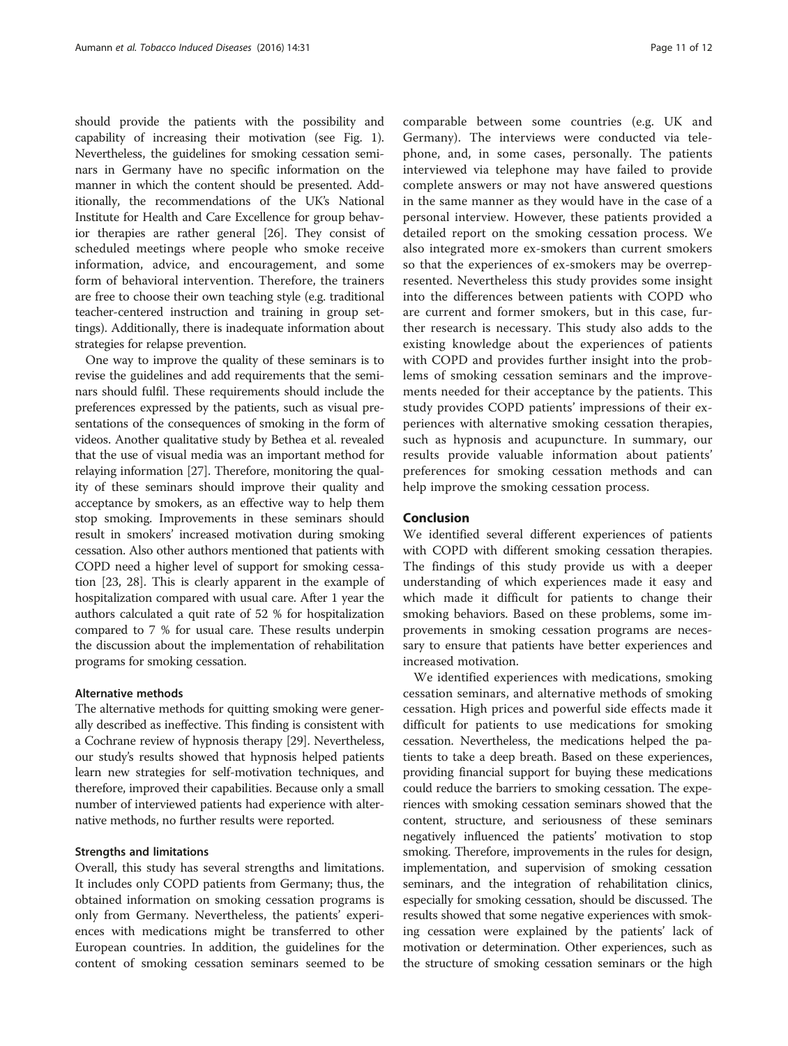should provide the patients with the possibility and capability of increasing their motivation (see Fig. 1). Nevertheless, the guidelines for smoking cessation seminars in Germany have no specific information on the manner in which the content should be presented. Additionally, the recommendations of the UK's National Institute for Health and Care Excellence for group behavior therapies are rather general [26]. They consist of scheduled meetings where people who smoke receive information, advice, and encouragement, and some form of behavioral intervention. Therefore, the trainers are free to choose their own teaching style (e.g. traditional teacher-centered instruction and training in group settings). Additionally, there is inadequate information about strategies for relapse prevention.

One way to improve the quality of these seminars is to revise the guidelines and add requirements that the seminars should fulfil. These requirements should include the preferences expressed by the patients, such as visual presentations of the consequences of smoking in the form of videos. Another qualitative study by Bethea et al. revealed that the use of visual media was an important method for relaying information [27]. Therefore, monitoring the quality of these seminars should improve their quality and acceptance by smokers, as an effective way to help them stop smoking. Improvements in these seminars should result in smokers' increased motivation during smoking cessation. Also other authors mentioned that patients with COPD need a higher level of support for smoking cessation [23, 28]. This is clearly apparent in the example of hospitalization compared with usual care. After 1 year the authors calculated a quit rate of 52 % for hospitalization compared to 7 % for usual care. These results underpin the discussion about the implementation of rehabilitation programs for smoking cessation.

#### Alternative methods

The alternative methods for quitting smoking were generally described as ineffective. This finding is consistent with a Cochrane review of hypnosis therapy [29]. Nevertheless, our study's results showed that hypnosis helped patients learn new strategies for self-motivation techniques, and therefore, improved their capabilities. Because only a small number of interviewed patients had experience with alternative methods, no further results were reported.

#### Strengths and limitations

Overall, this study has several strengths and limitations. It includes only COPD patients from Germany; thus, the obtained information on smoking cessation programs is only from Germany. Nevertheless, the patients' experiences with medications might be transferred to other European countries. In addition, the guidelines for the content of smoking cessation seminars seemed to be comparable between some countries (e.g. UK and Germany). The interviews were conducted via telephone, and, in some cases, personally. The patients interviewed via telephone may have failed to provide complete answers or may not have answered questions in the same manner as they would have in the case of a personal interview. However, these patients provided a detailed report on the smoking cessation process. We also integrated more ex-smokers than current smokers so that the experiences of ex-smokers may be overrepresented. Nevertheless this study provides some insight into the differences between patients with COPD who are current and former smokers, but in this case, further research is necessary. This study also adds to the existing knowledge about the experiences of patients with COPD and provides further insight into the problems of smoking cessation seminars and the improvements needed for their acceptance by the patients. This study provides COPD patients' impressions of their experiences with alternative smoking cessation therapies, such as hypnosis and acupuncture. In summary, our results provide valuable information about patients' preferences for smoking cessation methods and can help improve the smoking cessation process.

### Conclusion

We identified several different experiences of patients with COPD with different smoking cessation therapies. The findings of this study provide us with a deeper understanding of which experiences made it easy and which made it difficult for patients to change their smoking behaviors. Based on these problems, some improvements in smoking cessation programs are necessary to ensure that patients have better experiences and increased motivation.

We identified experiences with medications, smoking cessation seminars, and alternative methods of smoking cessation. High prices and powerful side effects made it difficult for patients to use medications for smoking cessation. Nevertheless, the medications helped the patients to take a deep breath. Based on these experiences, providing financial support for buying these medications could reduce the barriers to smoking cessation. The experiences with smoking cessation seminars showed that the content, structure, and seriousness of these seminars negatively influenced the patients' motivation to stop smoking. Therefore, improvements in the rules for design, implementation, and supervision of smoking cessation seminars, and the integration of rehabilitation clinics, especially for smoking cessation, should be discussed. The results showed that some negative experiences with smoking cessation were explained by the patients' lack of motivation or determination. Other experiences, such as the structure of smoking cessation seminars or the high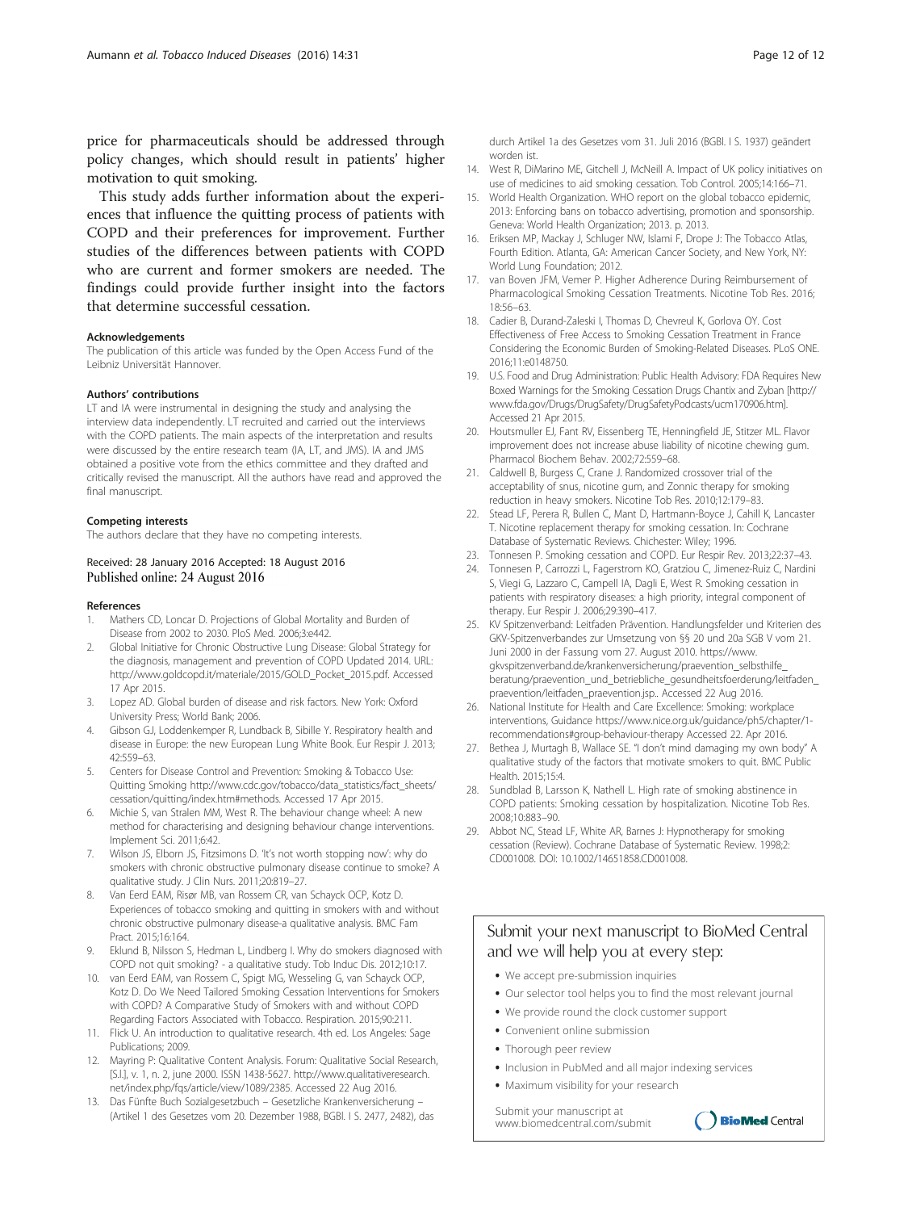price for pharmaceuticals should be addressed through policy changes, which should result in patients' higher motivation to quit smoking.

This study adds further information about the experiences that influence the quitting process of patients with COPD and their preferences for improvement. Further studies of the differences between patients with COPD who are current and former smokers are needed. The findings could provide further insight into the factors that determine successful cessation.

#### Acknowledgements

The publication of this article was funded by the Open Access Fund of the Leibniz Universität Hannover.

#### Authors' contributions

LT and IA were instrumental in designing the study and analysing the interview data independently. LT recruited and carried out the interviews with the COPD patients. The main aspects of the interpretation and results were discussed by the entire research team (IA, LT, and JMS). IA and JMS obtained a positive vote from the ethics committee and they drafted and critically revised the manuscript. All the authors have read and approved the final manuscript.

#### Competing interests

The authors declare that they have no competing interests.

Received: 28 January 2016 Accepted: 18 August 2016
Published online: 24 August 2016

#### References

1. Mathers CD, Loncar D. Projections of Global Mortality and Burden of Disease from 2002 to 2030. PloS Med. 2006;3:e442.
2. Global Initiative for Chronic Obstructive Lung Disease: Global Strategy for the diagnosis, management and prevention of COPD Updated 2014. URL: http://www.goldcopd.it/materiale/2015/GOLD_Pocket_2015.pdf. Accessed 17 Apr 2015.
3. Lopez AD. Global burden of disease and risk factors. New York: Oxford University Press; World Bank; 2006.
4. Gibson GJ, Loddenkemper R, Lundback B, Sibille Y. Respiratory health and disease in Europe: the new European Lung White Book. Eur Respir J. 2013; 42:559–63.
5. Centers for Disease Control and Prevention: Smoking & Tobacco Use: Quitting Smoking http://www.cdc.gov/tobacco/data_statistics/fact_sheets/cessation/quitting/index.htm#methods. Accessed 17 Apr 2015.
6. Michie S, van Stralen MM, West R. The behaviour change wheel: A new method for characterising and designing behaviour change interventions. Implement Sci. 2011;6:42.
7. Wilson JS, Elborn JS, Fitzsimons D. 'It's not worth stopping now': why do smokers with chronic obstructive pulmonary disease continue to smoke? A qualitative study. J Clin Nurs. 2011;20:819–27.
8. Van Eerd EAM, Risør MB, van Rossem CR, van Schayck OCP, Kotz D. Experiences of tobacco smoking and quitting in smokers with and without chronic obstructive pulmonary disease-a qualitative analysis. BMC Fam Pract. 2015;16:164.
9. Eklund B, Nilsson S, Hedman L, Lindberg I. Why do smokers diagnosed with COPD not quit smoking? - a qualitative study. Tob Induc Dis. 2012;10:17.
10. van Eerd EAM, van Rossem C, Spigt MG, Wesseling G, van Schayck OCP, Kotz D. Do We Need Tailored Smoking Cessation Interventions for Smokers with COPD? A Comparative Study of Smokers with and without COPD Regarding Factors Associated with Tobacco. Respiration. 2015;90:211.
11. Flick U. An introduction to qualitative research. 4th ed. Los Angeles: Sage Publications; 2009.
12. Mayring P: Qualitative Content Analysis. Forum: Qualitative Social Research, [S.l.], v. 1, n. 2, june 2000. ISSN 1438-5627. http://www.qualitativeresearch.net/index.php/fqs/article/view/1089/2385. Accessed 22 Aug 2016.
13. Das Fünfte Buch Sozialgesetzbuch – Gesetzliche Krankenversicherung – (Artikel 1 des Gesetzes vom 20. Dezember 1988, BGBl. I S. 2477, 2482), das durch Artikel 1a des Gesetzes vom 31. Juli 2016 (BGBl. I S. 1937) geändert worden ist.
14. West R, DiMarino ME, Gitchell J, McNeill A. Impact of UK policy initiatives on use of medicines to aid smoking cessation. Tob Control. 2005;14:166–71.
15. World Health Organization. WHO report on the global tobacco epidemic, 2013: Enforcing bans on tobacco advertising, promotion and sponsorship. Geneva: World Health Organization; 2013. p. 2013.
16. Eriksen MP, Mackay J, Schluger NW, Islami F, Drope J: The Tobacco Atlas, Fourth Edition. Atlanta, GA: American Cancer Society, and New York, NY: World Lung Foundation; 2012.
17. van Boven JFM, Vemer P. Higher Adherence During Reimbursement of Pharmacological Smoking Cessation Treatments. Nicotine Tob Res. 2016; 18:56–63.
18. Cadier B, Durand-Zaleski I, Thomas D, Chevreul K, Gorlova OY. Cost Effectiveness of Free Access to Smoking Cessation Treatment in France Considering the Economic Burden of Smoking-Related Diseases. PLoS ONE. 2016;11:e0148750.
19. U.S. Food and Drug Administration: Public Health Advisory: FDA Requires New Boxed Warnings for the Smoking Cessation Drugs Chantix and Zyban [http://www.fda.gov/Drugs/DrugSafety/DrugSafetyPodcasts/ucm170906.htm]. Accessed 21 Apr 2015.
20. Houtsmuller EJ, Fant RV, Eissenberg TE, Henningfield JE, Stitzer ML. Flavor improvement does not increase abuse liability of nicotine chewing gum. Pharmacol Biochem Behav. 2002;72:559–68.
21. Caldwell B, Burgess C, Crane J. Randomized crossover trial of the acceptability of snus, nicotine gum, and Zonnic therapy for smoking reduction in heavy smokers. Nicotine Tob Res. 2010;12:179–83.
22. Stead LF, Perera R, Bullen C, Mant D, Hartmann-Boyce J, Cahill K, Lancaster T. Nicotine replacement therapy for smoking cessation. In: Cochrane Database of Systematic Reviews. Chichester: Wiley; 1996.
23. Tonnesen P. Smoking cessation and COPD. Eur Respir Rev. 2013;22:37–43.
24. Tonnesen P, Carrozzi L, Fagerstrom KO, Gratziou C, Jimenez-Ruiz C, Nardini S, Viegi G, Lazzaro C, Campell IA, Dagli E, West R. Smoking cessation in patients with respiratory diseases: a high priority, integral component of therapy. Eur Respir J. 2006;29:390–417.
25. KV Spitzenverband: Leitfaden Prävention. Handlungsfelder und Kriterien des GKV-Spitzenverbandes zur Umsetzung von §§ 20 und 20a SGB V vom 21. Juni 2000 in der Fassung vom 27. August 2010. https://www.gkvspitzenverband.de/krankenversicherung/praevention_selbsthilfe_beratung/praevention_und_betriebliche_gesundheitsfoerderung/leitfaden_praevention/leitfaden_praevention.jsp.. Accessed 22 Aug 2016.
26. National Institute for Health and Care Excellence: Smoking: workplace interventions, Guidance https://www.nice.org.uk/guidance/ph5/chapter/1-recommendations#group-behaviour-therapy Accessed 22. Apr 2016.
27. Bethea J, Murtagh B, Wallace SE. "I don't mind damaging my own body" A qualitative study of the factors that motivate smokers to quit. BMC Public Health. 2015;15:4.
28. Sundblad B, Larsson K, Nathell L. High rate of smoking abstinence in COPD patients: Smoking cessation by hospitalization. Nicotine Tob Res. 2008;10:883–90.
29. Abbot NC, Stead LF, White AR, Barnes J: Hypnotherapy for smoking cessation (Review). Cochrane Database of Systematic Review. 1998;2: CD001008. DOI: 10.1002/14651858.CD001008.

Submit your next manuscript to BioMed Central and we will help you at every step:

- We accept pre-submission inquiries
- Our selector tool helps you to find the most relevant journal
- We provide round the clock customer support
- Convenient online submission
- Thorough peer review
- Inclusion in PubMed and all major indexing services
- Maximum visibility for your research

Submit your manuscript at www.biomedcentral.com/submit